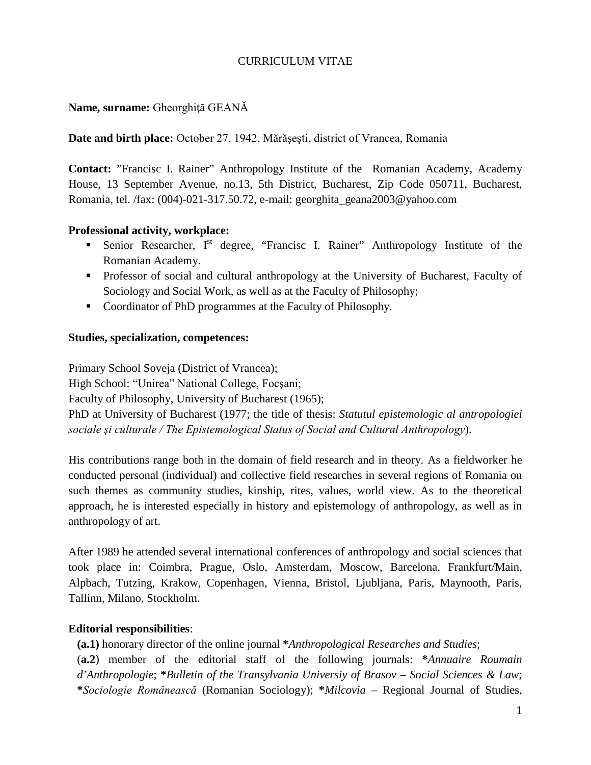# CURRICULUM VITAE

**Name, surname:** Gheorghiţă GEANĂ

**Date and birth place:** October 27, 1942, Mărăşeşti, district of Vrancea, Romania

**Contact:** ”Francisc I. Rainer” Anthropology Institute of the Romanian Academy, Academy House, 13 September Avenue, no.13, 5th District, Bucharest, Zip Code 050711, Bucharest, Romania, tel. /fax: (004)-021-317.50.72, e-mail: georghita_geana2003@yahoo.com

**Professional activity, workplace:**

- Senior Researcher, I^st degree, “Francisc I. Rainer” Anthropology Institute of the Romanian Academy.
- Professor of social and cultural anthropology at the University of Bucharest, Faculty of Sociology and Social Work, as well as at the Faculty of Philosophy;
- Coordinator of PhD programmes at the Faculty of Philosophy.

**Studies, specialization, competences:**

Primary School Soveja (District of Vrancea);
High School: “Unirea” National College, Focşani;
Faculty of Philosophy, University of Bucharest (1965);
PhD at University of Bucharest (1977; the title of thesis: *Statutul epistemologic al antropologiei sociale şi culturale / The Epistemological Status of Social and Cultural Anthropology*).

His contributions range both in the domain of field research and in theory. As a fieldworker he conducted personal (individual) and collective field researches in several regions of Romania on such themes as community studies, kinship, rites, values, world view. As to the theoretical approach, he is interested especially in history and epistemology of anthropology, as well as in anthropology of art.

After 1989 he attended several international conferences of anthropology and social sciences that took place in: Coimbra, Prague, Oslo, Amsterdam, Moscow, Barcelona, Frankfurt/Main, Alpbach, Tutzing, Krakow, Copenhagen, Vienna, Bristol, Ljubljana, Paris, Maynooth, Paris, Tallinn, Milano, Stockholm.

**Editorial responsibilities**:

**(a.1)** honorary director of the online journal **\***Anthropological Researches and Studies*;

(**a.2**) member of the editorial staff of the following journals: **\***Annuaire Roumain d’Anthropologie*; **\***Bulletin of the Transylvania Universiy of Brasov – Social Sciences & Law*; **\***Sociologie Românească* (Romanian Sociology); **\***Milcovia* – Regional Journal of Studies,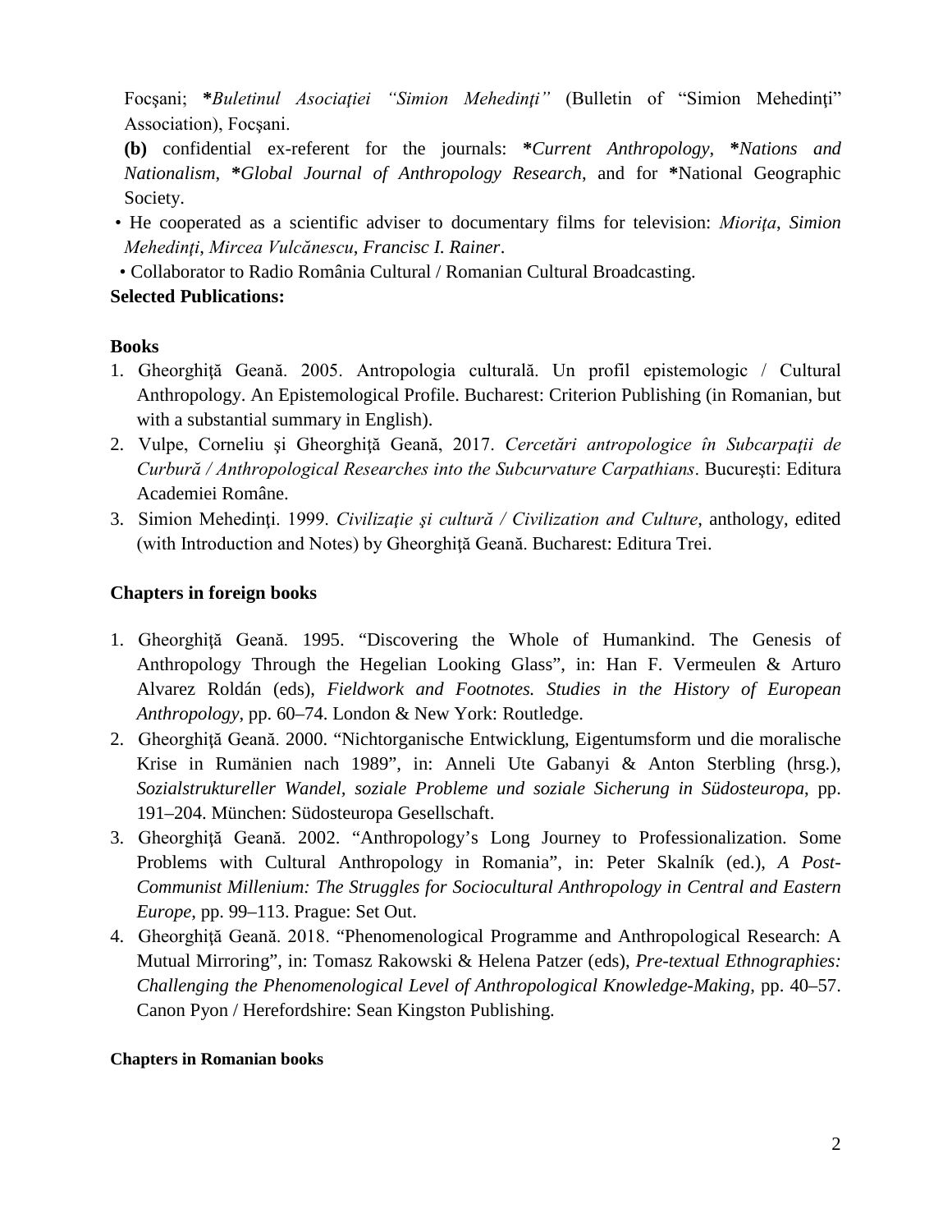Focşani; ***Buletinul Asociaţiei “Simion Mehedinţi”*** (Bulletin of “Simion Mehedinţi” Association), Focşani.

**(b)** confidential ex-referent for the journals: ***Current Anthropology***, ***Nations and Nationalism***, ***Global Journal of Anthropology Research***, and for ***National Geographic** Society.

- He cooperated as a scientific adviser to documentary films for television: *Mioriţa*, *Simion Mehedinţi*, *Mircea Vulcănescu*, *Francisc I. Rainer*.
- Collaborator to Radio România Cultural / Romanian Cultural Broadcasting.

**Selected Publications:**

**Books**

1. Gheorghiţă Geană. 2005. Antropologia culturală. Un profil epistemologic / Cultural Anthropology. An Epistemological Profile. Bucharest: Criterion Publishing (in Romanian, but with a substantial summary in English).
2. Vulpe, Corneliu şi Gheorghiţă Geană, 2017. *Cercetări antropologice în Subcarpaţii de Curbură / Anthropological Researches into the Subcurvature Carpathians*. Bucureşti: Editura Academiei Române.
3. Simion Mehedinţi. 1999. *Civilizaţie şi cultură / Civilization and Culture*, anthology, edited (with Introduction and Notes) by Gheorghiţă Geană. Bucharest: Editura Trei.

**Chapters in foreign books**

1. Gheorghiţă Geană. 1995. “Discovering the Whole of Humankind. The Genesis of Anthropology Through the Hegelian Looking Glass”, in: Han F. Vermeulen & Arturo Alvarez Roldán (eds), *Fieldwork and Footnotes. Studies in the History of European Anthropology*, pp. 60–74. London & New York: Routledge.
2. Gheorghiţă Geană. 2000. “Nichtorganische Entwicklung, Eigentumsform und die moralische Krise in Rumänien nach 1989”, in: Anneli Ute Gabanyi & Anton Sterbling (hrsg.), *Sozialstruktureller Wandel, soziale Probleme und soziale Sicherung in Südosteuropa*, pp. 191–204. München: Südosteuropa Gesellschaft.
3. Gheorghiţă Geană. 2002. “Anthropology’s Long Journey to Professionalization. Some Problems with Cultural Anthropology in Romania”, in: Peter Skalník (ed.), *A Post-Communist Millenium: The Struggles for Sociocultural Anthropology in Central and Eastern Europe*, pp. 99–113. Prague: Set Out.
4. Gheorghiţă Geană. 2018. “Phenomenological Programme and Anthropological Research: A Mutual Mirroring”, in: Tomasz Rakowski & Helena Patzer (eds), *Pre-textual Ethnographies: Challenging the Phenomenological Level of Anthropological Knowledge-Making*, pp. 40–57. Canon Pyon / Herefordshire: Sean Kingston Publishing.

**Chapters in Romanian books**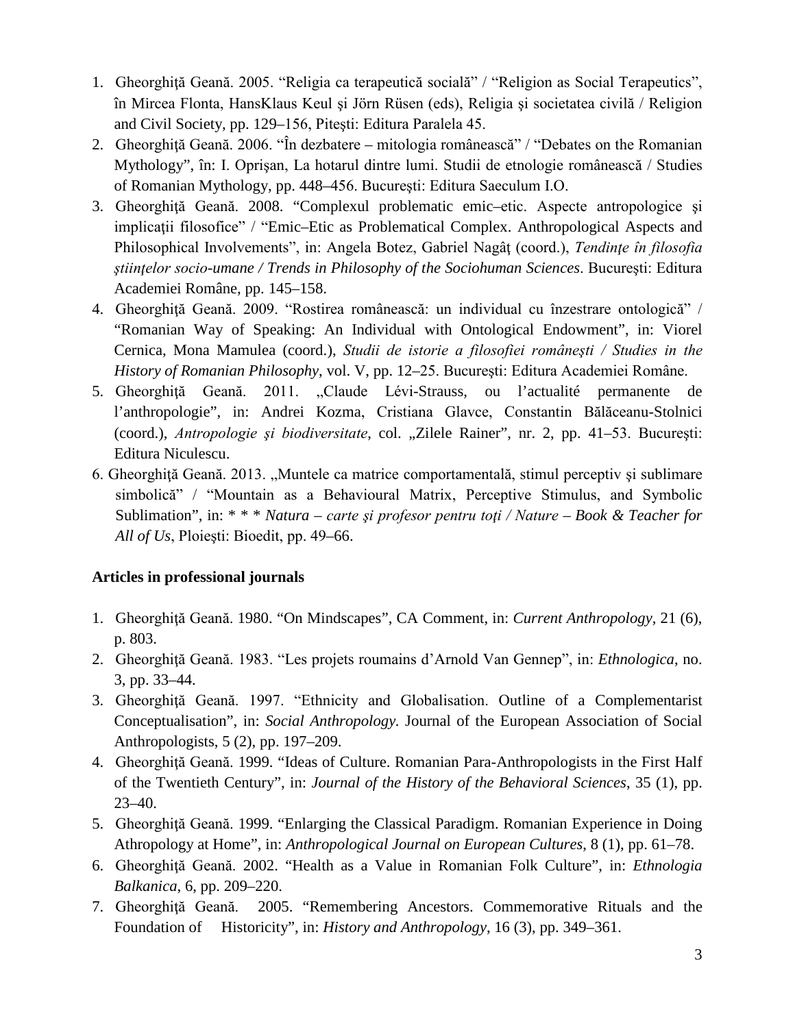1. Gheorghiţă Geană. 2005. "Religia ca terapeutică socială" / "Religion as Social Terapeutics", în Mircea Flonta, HansKlaus Keul şi Jörn Rüsen (eds), Religia şi societatea civilă / Religion and Civil Society, pp. 129–156, Piteşti: Editura Paralela 45.
2. Gheorghiţă Geană. 2006. "În dezbatere – mitologia românească" / "Debates on the Romanian Mythology", în: I. Oprişan, La hotarul dintre lumi. Studii de etnologie românească / Studies of Romanian Mythology, pp. 448–456. Bucureşti: Editura Saeculum I.O.
3. Gheorghiţă Geană. 2008. "Complexul problematic emic–etic. Aspecte antropologice şi implicaţii filosofice" / "Emic–Etic as Problematical Complex. Anthropological Aspects and Philosophical Involvements", in: Angela Botez, Gabriel Nagâţ (coord.), *Tendinţe în filosofia ştiinţelor socio-umane / Trends in Philosophy of the Sociohuman Sciences*. Bucureşti: Editura Academiei Române, pp. 145–158.
4. Gheorghiţă Geană. 2009. "Rostirea românească: un individual cu înzestrare ontologică" / "Romanian Way of Speaking: An Individual with Ontological Endowment", in: Viorel Cernica, Mona Mamulea (coord.), *Studii de istorie a filosofiei româneşti / Studies in the History of Romanian Philosophy*, vol. V, pp. 12–25. Bucureşti: Editura Academiei Române.
5. Gheorghiţă Geană. 2011. „Claude Lévi-Strauss, ou l'actualité permanente de l'anthropologie", in: Andrei Kozma, Cristiana Glavce, Constantin Bălăceanu-Stolnici (coord.), *Antropologie şi biodiversitate*, col. „Zilele Rainer", nr. 2, pp. 41–53. Bucureşti: Editura Niculescu.
6. Gheorghiţă Geană. 2013. „Muntele ca matrice comportamentală, stimul perceptiv şi sublimare simbolică" / "Mountain as a Behavioural Matrix, Perceptive Stimulus, and Symbolic Sublimation", in: * * * *Natura – carte şi profesor pentru toţi / Nature – Book & Teacher for All of Us*, Ploieşti: Bioedit, pp. 49–66.

**Articles in professional journals**

1. Gheorghiţă Geană. 1980. "On Mindscapes", CA Comment, in: *Current Anthropology*, 21 (6), p. 803.
2. Gheorghiţă Geană. 1983. "Les projets roumains d'Arnold Van Gennep", in: *Ethnologica*, no. 3, pp. 33–44.
3. Gheorghiţă Geană. 1997. "Ethnicity and Globalisation. Outline of a Complementarist Conceptualisation", in: *Social Anthropology.* Journal of the European Association of Social Anthropologists, 5 (2), pp. 197–209.
4. Gheorghiţă Geană. 1999. "Ideas of Culture. Romanian Para-Anthropologists in the First Half of the Twentieth Century", in: *Journal of the History of the Behavioral Sciences*, 35 (1), pp. 23–40.
5. Gheorghiţă Geană. 1999. "Enlarging the Classical Paradigm. Romanian Experience in Doing Athropology at Home", in: *Anthropological Journal on European Cultures*, 8 (1), pp. 61–78.
6. Gheorghiţă Geană. 2002. "Health as a Value in Romanian Folk Culture", in: *Ethnologia Balkanica*, 6, pp. 209–220.
7. Gheorghiţă Geană. 2005. "Remembering Ancestors. Commemorative Rituals and the Foundation of Historicity", in: *History and Anthropology*, 16 (3), pp. 349–361.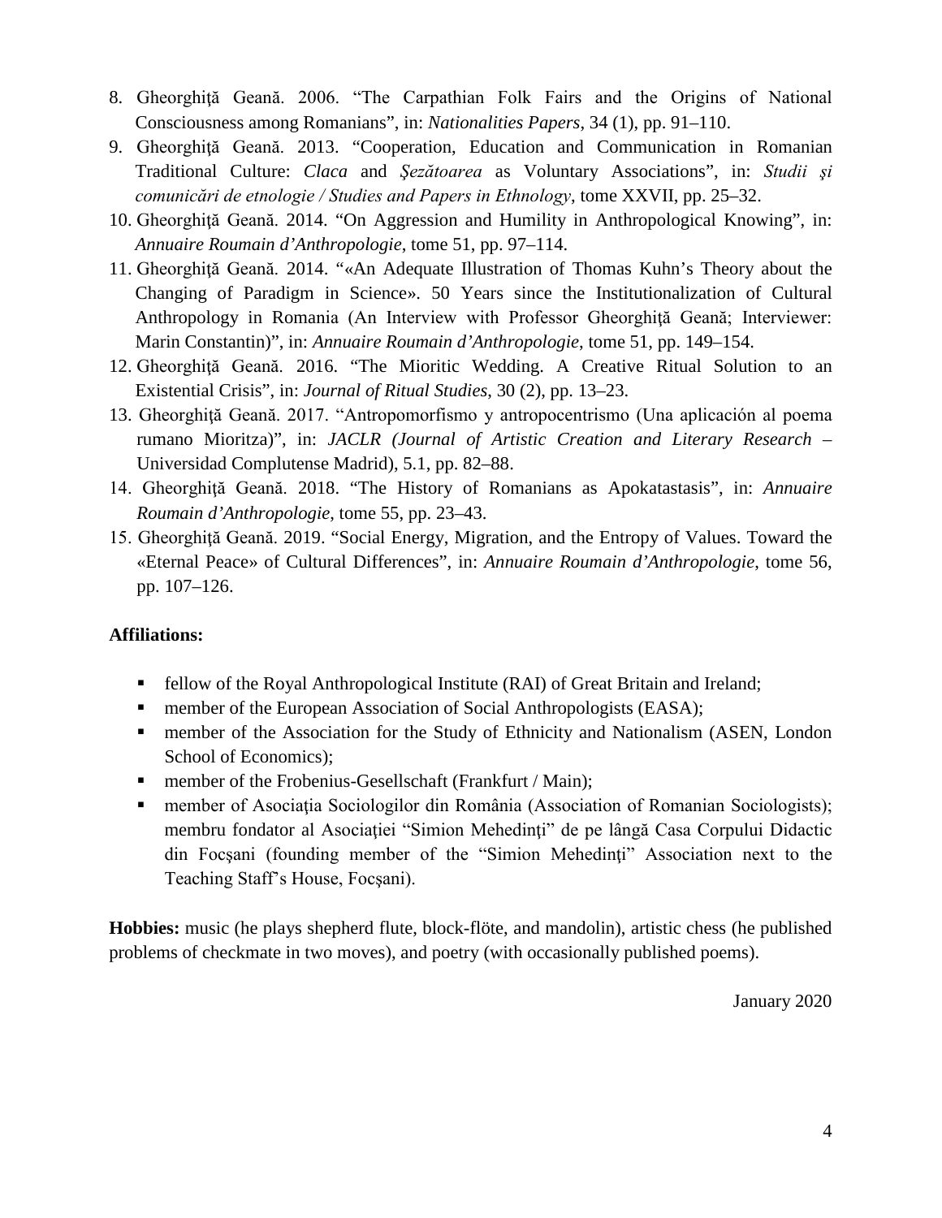8. Gheorghiţă Geană. 2006. "The Carpathian Folk Fairs and the Origins of National Consciousness among Romanians", in: *Nationalities Papers*, 34 (1), pp. 91–110.
9. Gheorghiţă Geană. 2013. "Cooperation, Education and Communication in Romanian Traditional Culture: *Claca* and *Şezătoarea* as Voluntary Associations", in: *Studii şi comunicări de etnologie / Studies and Papers in Ethnology*, tome XXVII, pp. 25–32.
10. Gheorghiţă Geană. 2014. "On Aggression and Humility in Anthropological Knowing", in: *Annuaire Roumain d'Anthropologie*, tome 51, pp. 97–114.
11. Gheorghiţă Geană. 2014. "«An Adequate Illustration of Thomas Kuhn's Theory about the Changing of Paradigm in Science». 50 Years since the Institutionalization of Cultural Anthropology in Romania (An Interview with Professor Gheorghiţă Geană; Interviewer: Marin Constantin)", in: *Annuaire Roumain d'Anthropologie*, tome 51, pp. 149–154.
12. Gheorghiţă Geană. 2016. "The Mioritic Wedding. A Creative Ritual Solution to an Existential Crisis", in: *Journal of Ritual Studies*, 30 (2), pp. 13–23.
13. Gheorghiţă Geană. 2017. "Antropomorfismo y antropocentrismo (Una aplicación al poema rumano Mioritza)", in: *JACLR (Journal of Artistic Creation and Literary Research* – Universidad Complutense Madrid), 5.1, pp. 82–88.
14. Gheorghiţă Geană. 2018. "The History of Romanians as Apokatastasis", in: *Annuaire Roumain d'Anthropologie*, tome 55, pp. 23–43.
15. Gheorghiţă Geană. 2019. "Social Energy, Migration, and the Entropy of Values. Toward the «Eternal Peace» of Cultural Differences", in: *Annuaire Roumain d'Anthropologie*, tome 56, pp. 107–126.

**Affiliations:**

- fellow of the Royal Anthropological Institute (RAI) of Great Britain and Ireland;
- member of the European Association of Social Anthropologists (EASA);
- member of the Association for the Study of Ethnicity and Nationalism (ASEN, London School of Economics);
- member of the Frobenius-Gesellschaft (Frankfurt / Main);
- member of Asociaţia Sociologilor din România (Association of Romanian Sociologists); membru fondator al Asociaţiei "Simion Mehedinţi" de pe lângă Casa Corpului Didactic din Focşani (founding member of the "Simion Mehedinţi" Association next to the Teaching Staff's House, Focşani).

**Hobbies:** music (he plays shepherd flute, block-flöte, and mandolin), artistic chess (he published problems of checkmate in two moves), and poetry (with occasionally published poems).

January 2020